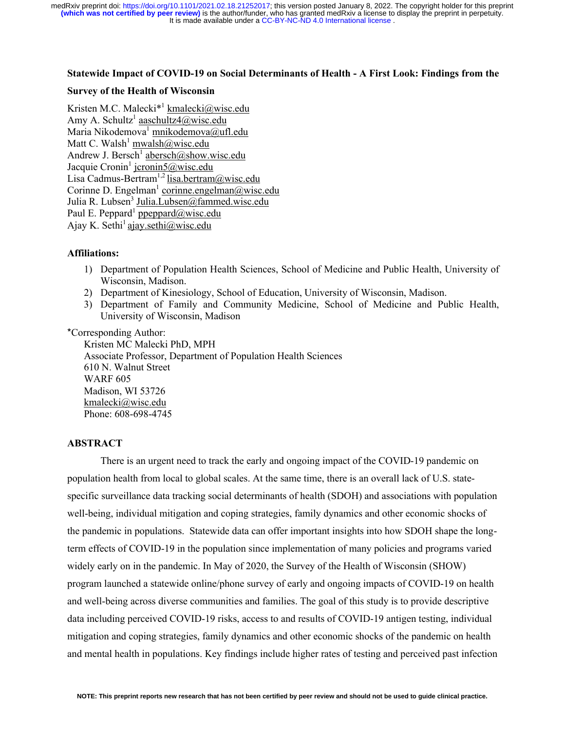**Statewide Impact of COVID-19 on Social Determinants of Health - A First Look: Findings from the Survey of the Health of Wisconsin**

Kristen M.C. Malecki*[1] kmalecki@wisc.edu
Amy A. Schultz[1] aaschultz4@wisc.edu
Maria Nikodemova[1] mnikodemova@ufl.edu
Matt C. Walsh[1] mwalsh@wisc.edu
Andrew J. Bersch[1] abersch@show.wisc.edu
Jacquie Cronin[1] jcronin5@wisc.edu
Lisa Cadmus-Bertram[1,2] lisa.bertram@wisc.edu
Corinne D. Engelman[1] corinne.engelman@wisc.edu
Julia R. Lubsen[3] Julia.Lubsen@fammed.wisc.edu
Paul E. Peppard[1] ppeppard@wisc.edu
Ajay K. Sethi[1] ajay.sethi@wisc.edu

**Affiliations:**

1) Department of Population Health Sciences, School of Medicine and Public Health, University of Wisconsin, Madison.
2) Department of Kinesiology, School of Education, University of Wisconsin, Madison.
3) Department of Family and Community Medicine, School of Medicine and Public Health, University of Wisconsin, Madison

*Corresponding Author:
Kristen MC Malecki PhD, MPH
Associate Professor, Department of Population Health Sciences
610 N. Walnut Street
WARF 605
Madison, WI 53726
kmalecki@wisc.edu
Phone: 608-698-4745

## ABSTRACT

There is an urgent need to track the early and ongoing impact of the COVID-19 pandemic on population health from local to global scales. At the same time, there is an overall lack of U.S. state-specific surveillance data tracking social determinants of health (SDOH) and associations with population well-being, individual mitigation and coping strategies, family dynamics and other economic shocks of the pandemic in populations. Statewide data can offer important insights into how SDOH shape the long-term effects of COVID-19 in the population since implementation of many policies and programs varied widely early on in the pandemic. In May of 2020, the Survey of the Health of Wisconsin (SHOW) program launched a statewide online/phone survey of early and ongoing impacts of COVID-19 on health and well-being across diverse communities and families. The goal of this study is to provide descriptive data including perceived COVID-19 risks, access to and results of COVID-19 antigen testing, individual mitigation and coping strategies, family dynamics and other economic shocks of the pandemic on health and mental health in populations. Key findings include higher rates of testing and perceived past infection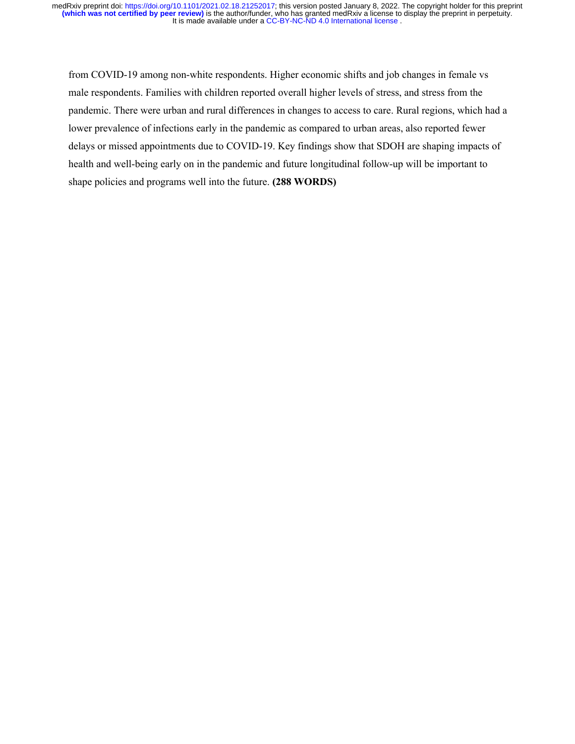from COVID-19 among non-white respondents. Higher economic shifts and job changes in female vs male respondents. Families with children reported overall higher levels of stress, and stress from the pandemic. There were urban and rural differences in changes to access to care. Rural regions, which had a lower prevalence of infections early in the pandemic as compared to urban areas, also reported fewer delays or missed appointments due to COVID-19. Key findings show that SDOH are shaping impacts of health and well-being early on in the pandemic and future longitudinal follow-up will be important to shape policies and programs well into the future. **(288 WORDS)**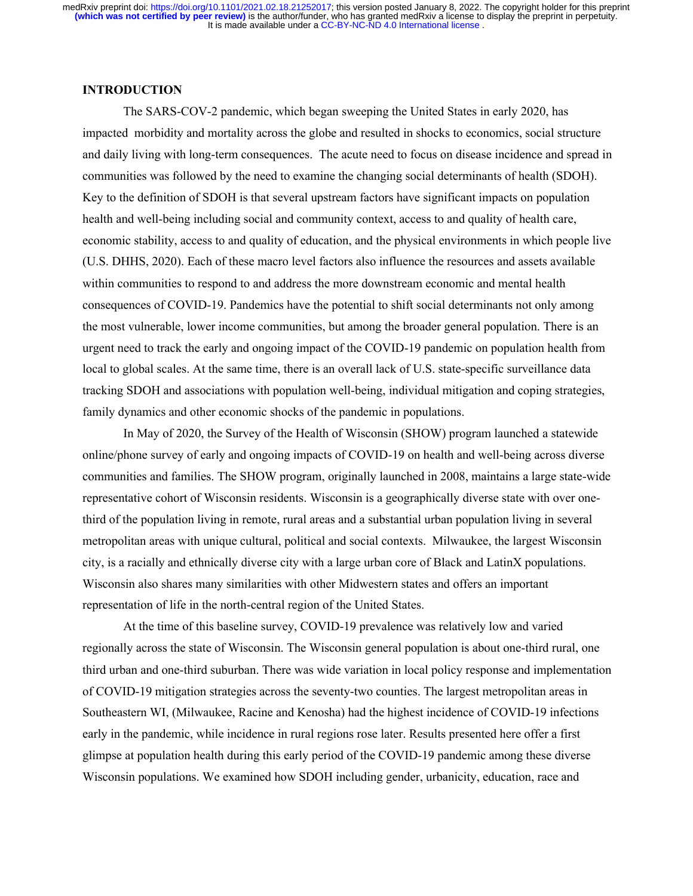## INTRODUCTION

The SARS-COV-2 pandemic, which began sweeping the United States in early 2020, has impacted morbidity and mortality across the globe and resulted in shocks to economics, social structure and daily living with long-term consequences. The acute need to focus on disease incidence and spread in communities was followed by the need to examine the changing social determinants of health (SDOH). Key to the definition of SDOH is that several upstream factors have significant impacts on population health and well-being including social and community context, access to and quality of health care, economic stability, access to and quality of education, and the physical environments in which people live (U.S. DHHS, 2020). Each of these macro level factors also influence the resources and assets available within communities to respond to and address the more downstream economic and mental health consequences of COVID-19. Pandemics have the potential to shift social determinants not only among the most vulnerable, lower income communities, but among the broader general population. There is an urgent need to track the early and ongoing impact of the COVID-19 pandemic on population health from local to global scales. At the same time, there is an overall lack of U.S. state-specific surveillance data tracking SDOH and associations with population well-being, individual mitigation and coping strategies, family dynamics and other economic shocks of the pandemic in populations.

In May of 2020, the Survey of the Health of Wisconsin (SHOW) program launched a statewide online/phone survey of early and ongoing impacts of COVID-19 on health and well-being across diverse communities and families. The SHOW program, originally launched in 2008, maintains a large state-wide representative cohort of Wisconsin residents. Wisconsin is a geographically diverse state with over one-third of the population living in remote, rural areas and a substantial urban population living in several metropolitan areas with unique cultural, political and social contexts. Milwaukee, the largest Wisconsin city, is a racially and ethnically diverse city with a large urban core of Black and LatinX populations. Wisconsin also shares many similarities with other Midwestern states and offers an important representation of life in the north-central region of the United States.

At the time of this baseline survey, COVID-19 prevalence was relatively low and varied regionally across the state of Wisconsin. The Wisconsin general population is about one-third rural, one third urban and one-third suburban. There was wide variation in local policy response and implementation of COVID-19 mitigation strategies across the seventy-two counties. The largest metropolitan areas in Southeastern WI, (Milwaukee, Racine and Kenosha) had the highest incidence of COVID-19 infections early in the pandemic, while incidence in rural regions rose later. Results presented here offer a first glimpse at population health during this early period of the COVID-19 pandemic among these diverse Wisconsin populations. We examined how SDOH including gender, urbanicity, education, race and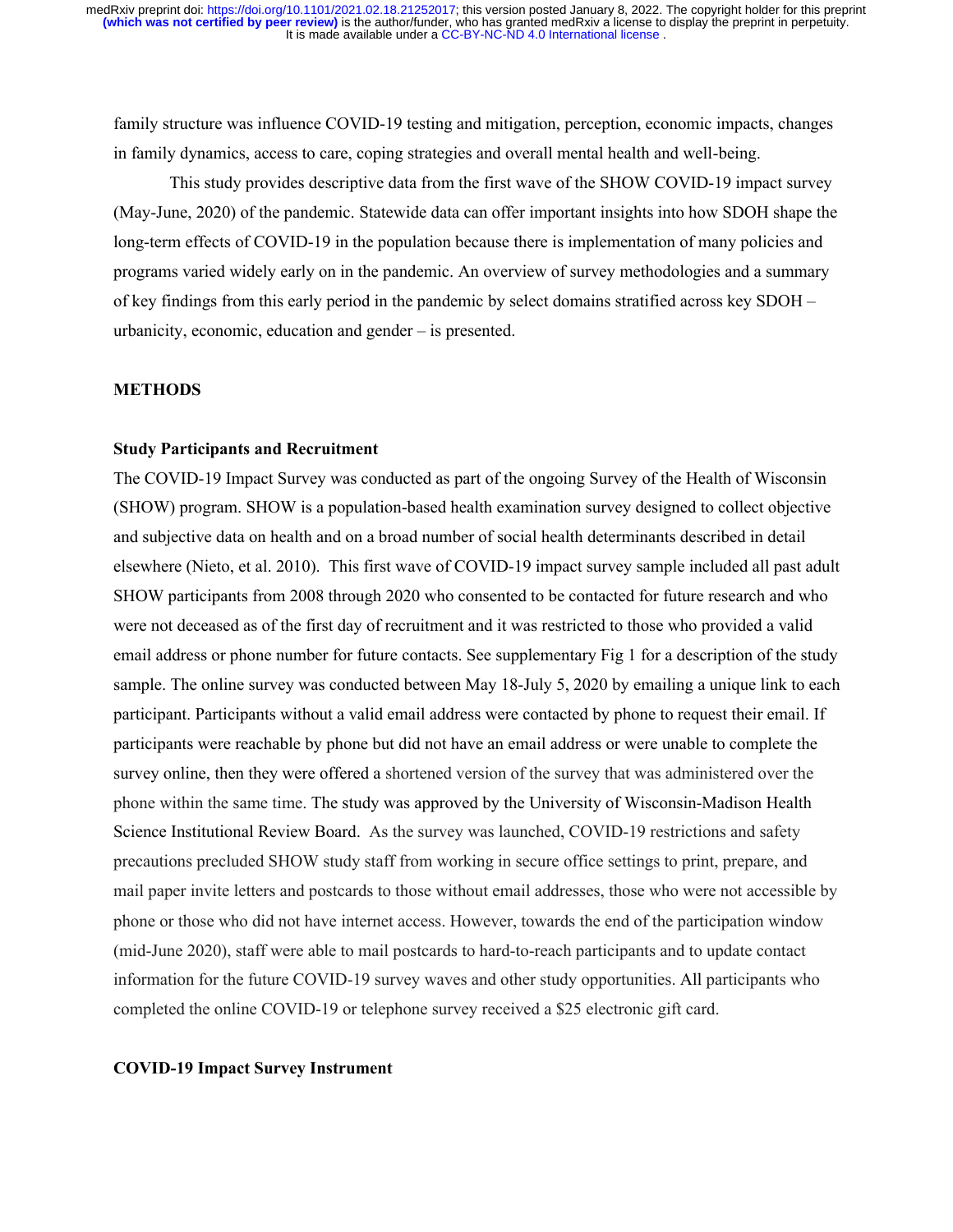family structure was influence COVID-19 testing and mitigation, perception, economic impacts, changes in family dynamics, access to care, coping strategies and overall mental health and well-being.

This study provides descriptive data from the first wave of the SHOW COVID-19 impact survey (May-June, 2020) of the pandemic. Statewide data can offer important insights into how SDOH shape the long-term effects of COVID-19 in the population because there is implementation of many policies and programs varied widely early on in the pandemic. An overview of survey methodologies and a summary of key findings from this early period in the pandemic by select domains stratified across key SDOH – urbanicity, economic, education and gender – is presented.

## METHODS

### Study Participants and Recruitment

The COVID-19 Impact Survey was conducted as part of the ongoing Survey of the Health of Wisconsin (SHOW) program. SHOW is a population-based health examination survey designed to collect objective and subjective data on health and on a broad number of social health determinants described in detail elsewhere (Nieto, et al. 2010). This first wave of COVID-19 impact survey sample included all past adult SHOW participants from 2008 through 2020 who consented to be contacted for future research and who were not deceased as of the first day of recruitment and it was restricted to those who provided a valid email address or phone number for future contacts. See supplementary Fig 1 for a description of the study sample. The online survey was conducted between May 18-July 5, 2020 by emailing a unique link to each participant. Participants without a valid email address were contacted by phone to request their email. If participants were reachable by phone but did not have an email address or were unable to complete the survey online, then they were offered a shortened version of the survey that was administered over the phone within the same time. The study was approved by the University of Wisconsin-Madison Health Science Institutional Review Board. As the survey was launched, COVID-19 restrictions and safety precautions precluded SHOW study staff from working in secure office settings to print, prepare, and mail paper invite letters and postcards to those without email addresses, those who were not accessible by phone or those who did not have internet access. However, towards the end of the participation window (mid-June 2020), staff were able to mail postcards to hard-to-reach participants and to update contact information for the future COVID-19 survey waves and other study opportunities. All participants who completed the online COVID-19 or telephone survey received a $25 electronic gift card.

### COVID-19 Impact Survey Instrument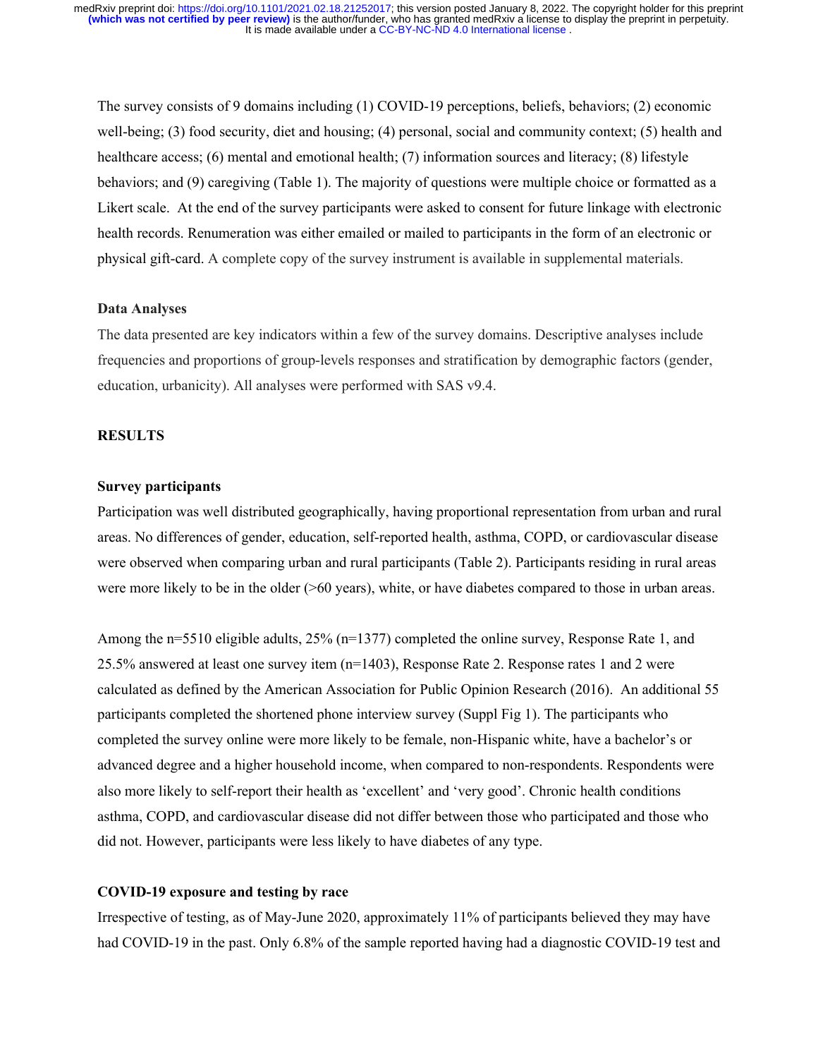The survey consists of 9 domains including (1) COVID-19 perceptions, beliefs, behaviors; (2) economic well-being; (3) food security, diet and housing; (4) personal, social and community context; (5) health and healthcare access; (6) mental and emotional health; (7) information sources and literacy; (8) lifestyle behaviors; and (9) caregiving (Table 1). The majority of questions were multiple choice or formatted as a Likert scale. At the end of the survey participants were asked to consent for future linkage with electronic health records. Renumeration was either emailed or mailed to participants in the form of an electronic or physical gift-card. A complete copy of the survey instrument is available in supplemental materials.

### Data Analyses

The data presented are key indicators within a few of the survey domains. Descriptive analyses include frequencies and proportions of group-levels responses and stratification by demographic factors (gender, education, urbanicity). All analyses were performed with SAS v9.4.

## RESULTS

### Survey participants

Participation was well distributed geographically, having proportional representation from urban and rural areas. No differences of gender, education, self-reported health, asthma, COPD, or cardiovascular disease were observed when comparing urban and rural participants (Table 2). Participants residing in rural areas were more likely to be in the older (>60 years), white, or have diabetes compared to those in urban areas.

Among the n=5510 eligible adults, 25% (n=1377) completed the online survey, Response Rate 1, and 25.5% answered at least one survey item (n=1403), Response Rate 2. Response rates 1 and 2 were calculated as defined by the American Association for Public Opinion Research (2016). An additional 55 participants completed the shortened phone interview survey (Suppl Fig 1). The participants who completed the survey online were more likely to be female, non-Hispanic white, have a bachelor's or advanced degree and a higher household income, when compared to non-respondents. Respondents were also more likely to self-report their health as 'excellent' and 'very good'. Chronic health conditions asthma, COPD, and cardiovascular disease did not differ between those who participated and those who did not. However, participants were less likely to have diabetes of any type.

### COVID-19 exposure and testing by race

Irrespective of testing, as of May-June 2020, approximately 11% of participants believed they may have had COVID-19 in the past. Only 6.8% of the sample reported having had a diagnostic COVID-19 test and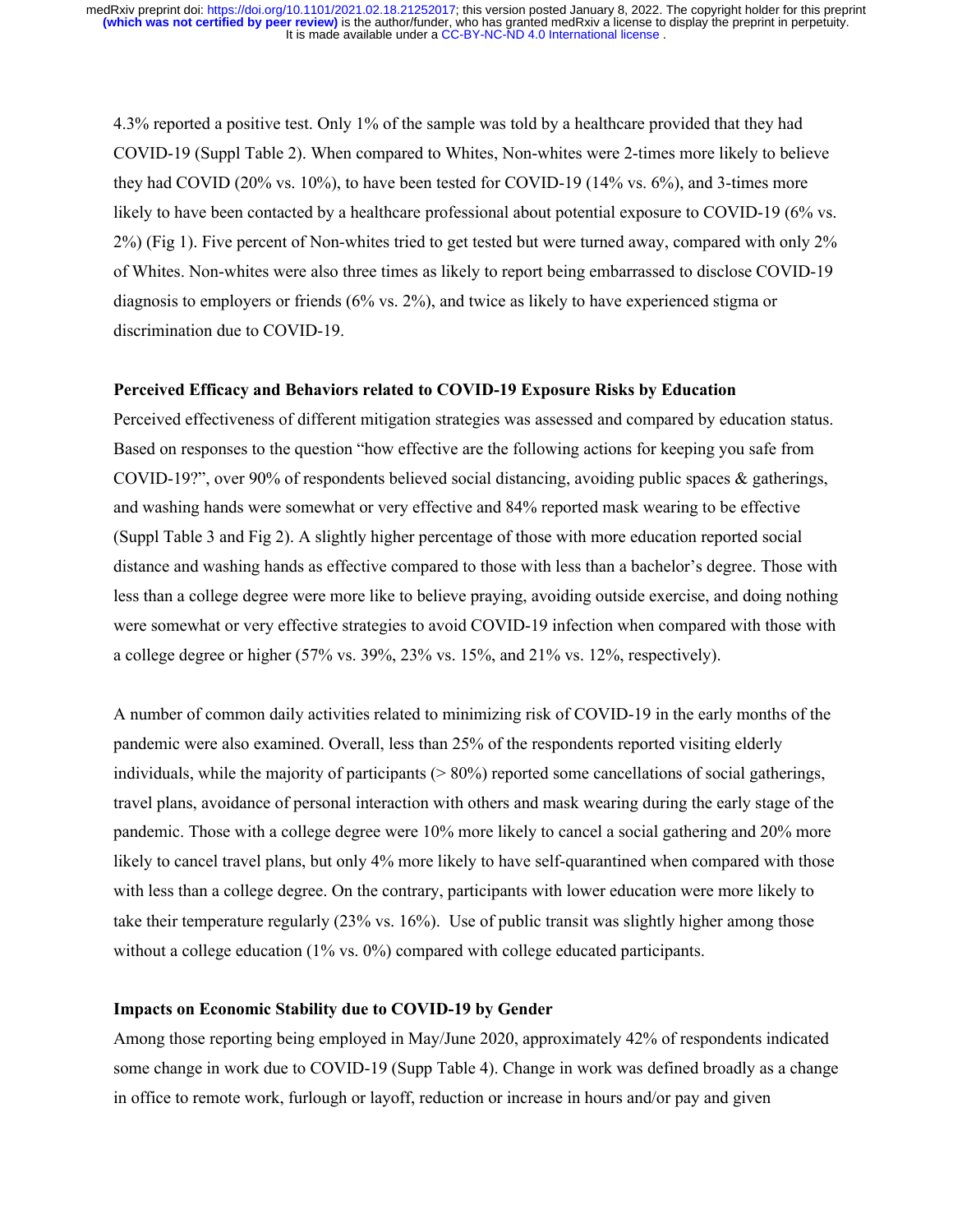4.3% reported a positive test. Only 1% of the sample was told by a healthcare provided that they had COVID-19 (Suppl Table 2). When compared to Whites, Non-whites were 2-times more likely to believe they had COVID (20% vs. 10%), to have been tested for COVID-19 (14% vs. 6%), and 3-times more likely to have been contacted by a healthcare professional about potential exposure to COVID-19 (6% vs. 2%) (Fig 1). Five percent of Non-whites tried to get tested but were turned away, compared with only 2% of Whites. Non-whites were also three times as likely to report being embarrassed to disclose COVID-19 diagnosis to employers or friends (6% vs. 2%), and twice as likely to have experienced stigma or discrimination due to COVID-19.

**Perceived Efficacy and Behaviors related to COVID-19 Exposure Risks by Education**

Perceived effectiveness of different mitigation strategies was assessed and compared by education status. Based on responses to the question "how effective are the following actions for keeping you safe from COVID-19?", over 90% of respondents believed social distancing, avoiding public spaces & gatherings, and washing hands were somewhat or very effective and 84% reported mask wearing to be effective (Suppl Table 3 and Fig 2). A slightly higher percentage of those with more education reported social distance and washing hands as effective compared to those with less than a bachelor's degree. Those with less than a college degree were more like to believe praying, avoiding outside exercise, and doing nothing were somewhat or very effective strategies to avoid COVID-19 infection when compared with those with a college degree or higher (57% vs. 39%, 23% vs. 15%, and 21% vs. 12%, respectively).

A number of common daily activities related to minimizing risk of COVID-19 in the early months of the pandemic were also examined. Overall, less than 25% of the respondents reported visiting elderly individuals, while the majority of participants (> 80%) reported some cancellations of social gatherings, travel plans, avoidance of personal interaction with others and mask wearing during the early stage of the pandemic. Those with a college degree were 10% more likely to cancel a social gathering and 20% more likely to cancel travel plans, but only 4% more likely to have self-quarantined when compared with those with less than a college degree. On the contrary, participants with lower education were more likely to take their temperature regularly (23% vs. 16%). Use of public transit was slightly higher among those without a college education (1% vs. 0%) compared with college educated participants.

**Impacts on Economic Stability due to COVID-19 by Gender**

Among those reporting being employed in May/June 2020, approximately 42% of respondents indicated some change in work due to COVID-19 (Supp Table 4). Change in work was defined broadly as a change in office to remote work, furlough or layoff, reduction or increase in hours and/or pay and given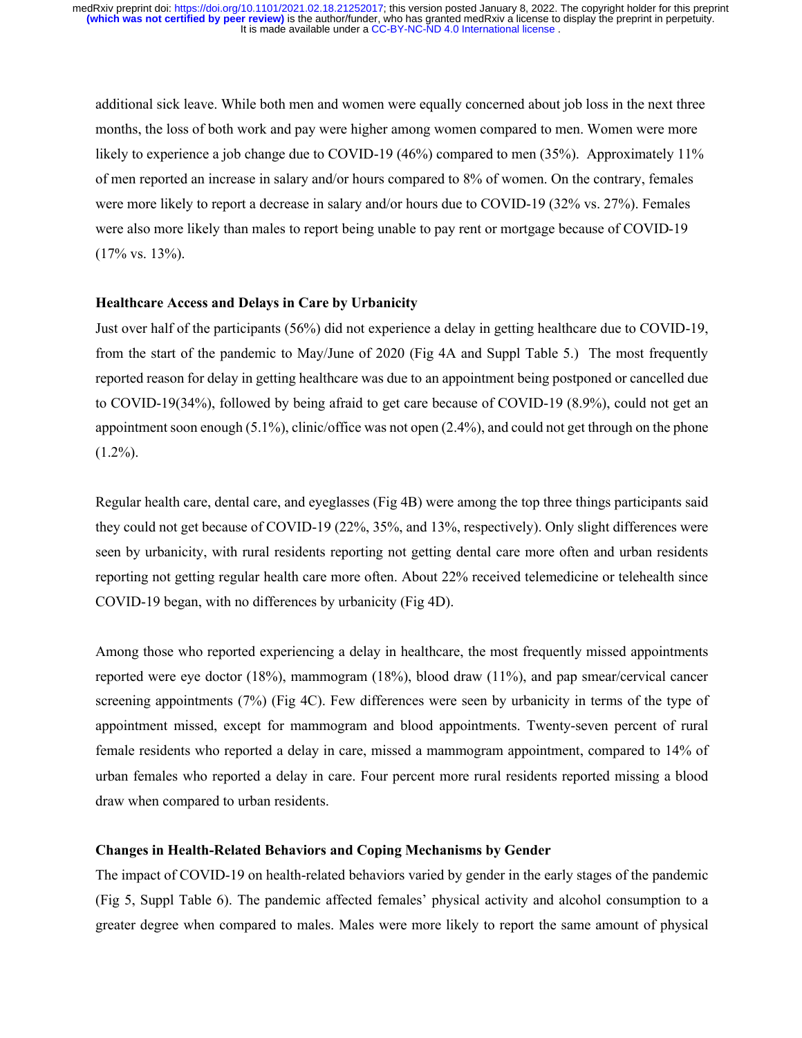additional sick leave. While both men and women were equally concerned about job loss in the next three months, the loss of both work and pay were higher among women compared to men. Women were more likely to experience a job change due to COVID-19 (46%) compared to men (35%). Approximately 11% of men reported an increase in salary and/or hours compared to 8% of women. On the contrary, females were more likely to report a decrease in salary and/or hours due to COVID-19 (32% vs. 27%). Females were also more likely than males to report being unable to pay rent or mortgage because of COVID-19 (17% vs. 13%).

**Healthcare Access and Delays in Care by Urbanicity**

Just over half of the participants (56%) did not experience a delay in getting healthcare due to COVID-19, from the start of the pandemic to May/June of 2020 (Fig 4A and Suppl Table 5.) The most frequently reported reason for delay in getting healthcare was due to an appointment being postponed or cancelled due to COVID-19(34%), followed by being afraid to get care because of COVID-19 (8.9%), could not get an appointment soon enough (5.1%), clinic/office was not open (2.4%), and could not get through on the phone (1.2%).

Regular health care, dental care, and eyeglasses (Fig 4B) were among the top three things participants said they could not get because of COVID-19 (22%, 35%, and 13%, respectively). Only slight differences were seen by urbanicity, with rural residents reporting not getting dental care more often and urban residents reporting not getting regular health care more often. About 22% received telemedicine or telehealth since COVID-19 began, with no differences by urbanicity (Fig 4D).

Among those who reported experiencing a delay in healthcare, the most frequently missed appointments reported were eye doctor (18%), mammogram (18%), blood draw (11%), and pap smear/cervical cancer screening appointments (7%) (Fig 4C). Few differences were seen by urbanicity in terms of the type of appointment missed, except for mammogram and blood appointments. Twenty-seven percent of rural female residents who reported a delay in care, missed a mammogram appointment, compared to 14% of urban females who reported a delay in care. Four percent more rural residents reported missing a blood draw when compared to urban residents.

**Changes in Health-Related Behaviors and Coping Mechanisms by Gender**

The impact of COVID-19 on health-related behaviors varied by gender in the early stages of the pandemic (Fig 5, Suppl Table 6). The pandemic affected females' physical activity and alcohol consumption to a greater degree when compared to males. Males were more likely to report the same amount of physical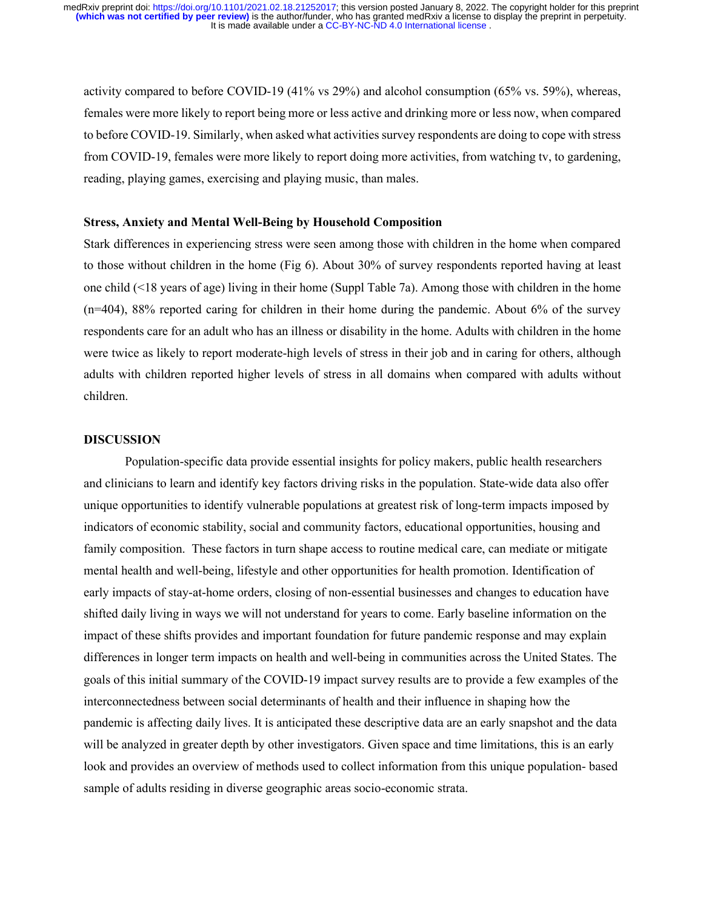activity compared to before COVID-19 (41% vs 29%) and alcohol consumption (65% vs. 59%), whereas, females were more likely to report being more or less active and drinking more or less now, when compared to before COVID-19. Similarly, when asked what activities survey respondents are doing to cope with stress from COVID-19, females were more likely to report doing more activities, from watching tv, to gardening, reading, playing games, exercising and playing music, than males.

**Stress, Anxiety and Mental Well-Being by Household Composition**

Stark differences in experiencing stress were seen among those with children in the home when compared to those without children in the home (Fig 6). About 30% of survey respondents reported having at least one child (<18 years of age) living in their home (Suppl Table 7a). Among those with children in the home (n=404), 88% reported caring for children in their home during the pandemic. About 6% of the survey respondents care for an adult who has an illness or disability in the home. Adults with children in the home were twice as likely to report moderate-high levels of stress in their job and in caring for others, although adults with children reported higher levels of stress in all domains when compared with adults without children.

## DISCUSSION

Population-specific data provide essential insights for policy makers, public health researchers and clinicians to learn and identify key factors driving risks in the population. State-wide data also offer unique opportunities to identify vulnerable populations at greatest risk of long-term impacts imposed by indicators of economic stability, social and community factors, educational opportunities, housing and family composition. These factors in turn shape access to routine medical care, can mediate or mitigate mental health and well-being, lifestyle and other opportunities for health promotion. Identification of early impacts of stay-at-home orders, closing of non-essential businesses and changes to education have shifted daily living in ways we will not understand for years to come. Early baseline information on the impact of these shifts provides and important foundation for future pandemic response and may explain differences in longer term impacts on health and well-being in communities across the United States. The goals of this initial summary of the COVID-19 impact survey results are to provide a few examples of the interconnectedness between social determinants of health and their influence in shaping how the pandemic is affecting daily lives. It is anticipated these descriptive data are an early snapshot and the data will be analyzed in greater depth by other investigators. Given space and time limitations, this is an early look and provides an overview of methods used to collect information from this unique population- based sample of adults residing in diverse geographic areas socio-economic strata.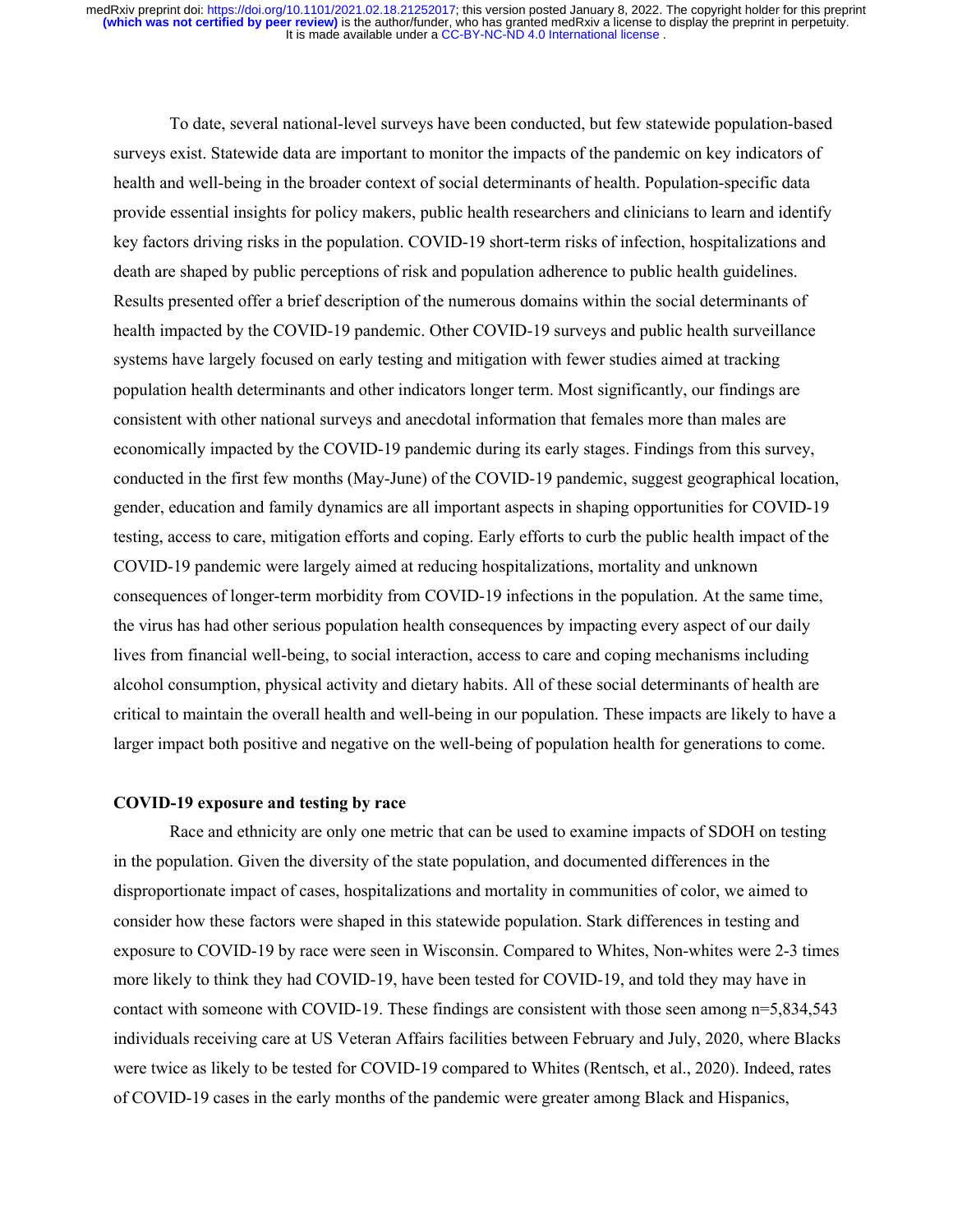To date, several national-level surveys have been conducted, but few statewide population-based surveys exist. Statewide data are important to monitor the impacts of the pandemic on key indicators of health and well-being in the broader context of social determinants of health. Population-specific data provide essential insights for policy makers, public health researchers and clinicians to learn and identify key factors driving risks in the population. COVID-19 short-term risks of infection, hospitalizations and death are shaped by public perceptions of risk and population adherence to public health guidelines. Results presented offer a brief description of the numerous domains within the social determinants of health impacted by the COVID-19 pandemic. Other COVID-19 surveys and public health surveillance systems have largely focused on early testing and mitigation with fewer studies aimed at tracking population health determinants and other indicators longer term. Most significantly, our findings are consistent with other national surveys and anecdotal information that females more than males are economically impacted by the COVID-19 pandemic during its early stages. Findings from this survey, conducted in the first few months (May-June) of the COVID-19 pandemic, suggest geographical location, gender, education and family dynamics are all important aspects in shaping opportunities for COVID-19 testing, access to care, mitigation efforts and coping. Early efforts to curb the public health impact of the COVID-19 pandemic were largely aimed at reducing hospitalizations, mortality and unknown consequences of longer-term morbidity from COVID-19 infections in the population. At the same time, the virus has had other serious population health consequences by impacting every aspect of our daily lives from financial well-being, to social interaction, access to care and coping mechanisms including alcohol consumption, physical activity and dietary habits. All of these social determinants of health are critical to maintain the overall health and well-being in our population. These impacts are likely to have a larger impact both positive and negative on the well-being of population health for generations to come.

**COVID-19 exposure and testing by race**

Race and ethnicity are only one metric that can be used to examine impacts of SDOH on testing in the population. Given the diversity of the state population, and documented differences in the disproportionate impact of cases, hospitalizations and mortality in communities of color, we aimed to consider how these factors were shaped in this statewide population. Stark differences in testing and exposure to COVID-19 by race were seen in Wisconsin. Compared to Whites, Non-whites were 2-3 times more likely to think they had COVID-19, have been tested for COVID-19, and told they may have in contact with someone with COVID-19. These findings are consistent with those seen among n=5,834,543 individuals receiving care at US Veteran Affairs facilities between February and July, 2020, where Blacks were twice as likely to be tested for COVID-19 compared to Whites (Rentsch, et al., 2020). Indeed, rates of COVID-19 cases in the early months of the pandemic were greater among Black and Hispanics,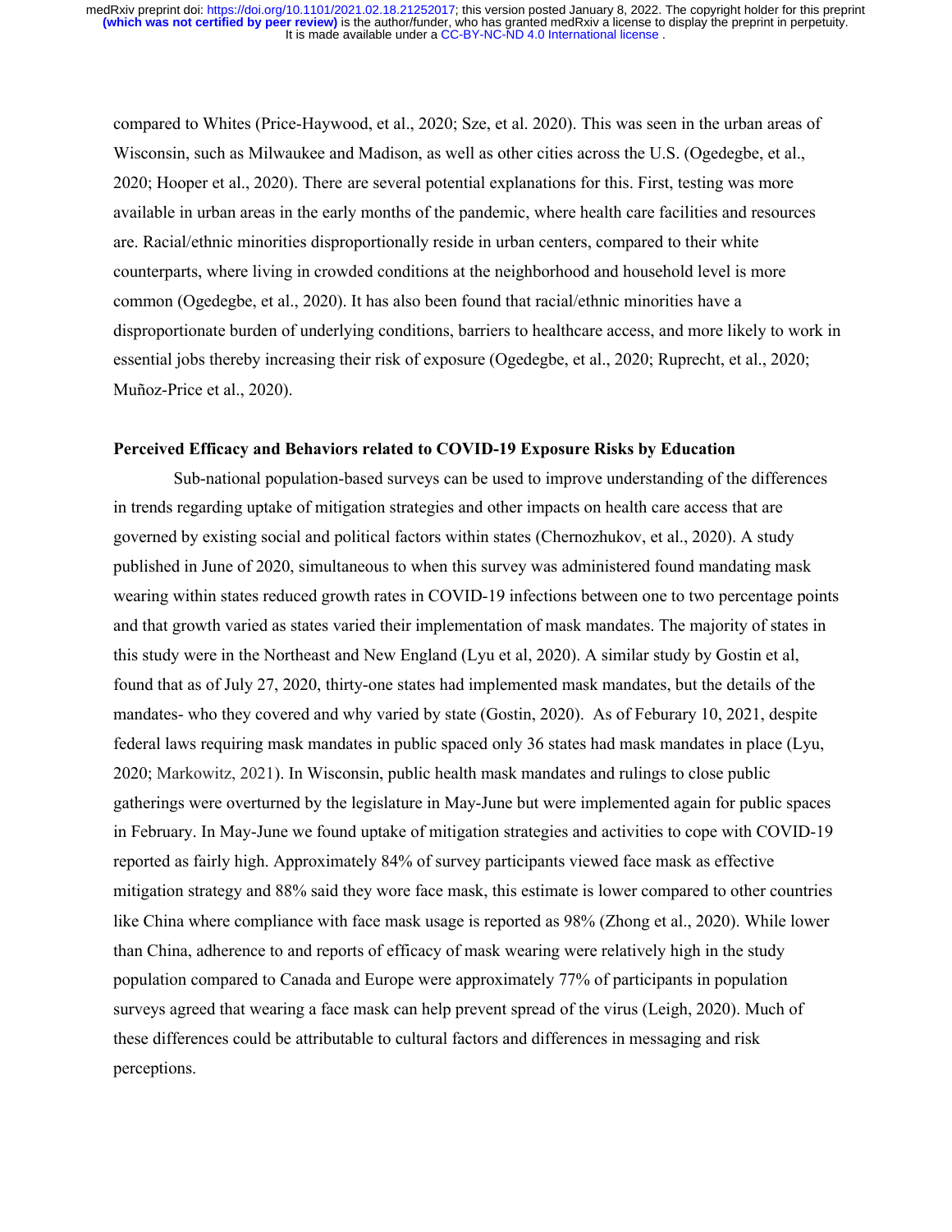compared to Whites (Price-Haywood, et al., 2020; Sze, et al. 2020). This was seen in the urban areas of Wisconsin, such as Milwaukee and Madison, as well as other cities across the U.S. (Ogedegbe, et al., 2020; Hooper et al., 2020). There are several potential explanations for this. First, testing was more available in urban areas in the early months of the pandemic, where health care facilities and resources are. Racial/ethnic minorities disproportionally reside in urban centers, compared to their white counterparts, where living in crowded conditions at the neighborhood and household level is more common (Ogedegbe, et al., 2020). It has also been found that racial/ethnic minorities have a disproportionate burden of underlying conditions, barriers to healthcare access, and more likely to work in essential jobs thereby increasing their risk of exposure (Ogedegbe, et al., 2020; Ruprecht, et al., 2020; Muñoz-Price et al., 2020).

**Perceived Efficacy and Behaviors related to COVID-19 Exposure Risks by Education**

Sub-national population-based surveys can be used to improve understanding of the differences in trends regarding uptake of mitigation strategies and other impacts on health care access that are governed by existing social and political factors within states (Chernozhukov, et al., 2020). A study published in June of 2020, simultaneous to when this survey was administered found mandating mask wearing within states reduced growth rates in COVID-19 infections between one to two percentage points and that growth varied as states varied their implementation of mask mandates. The majority of states in this study were in the Northeast and New England (Lyu et al, 2020). A similar study by Gostin et al, found that as of July 27, 2020, thirty-one states had implemented mask mandates, but the details of the mandates- who they covered and why varied by state (Gostin, 2020). As of Feburary 10, 2021, despite federal laws requiring mask mandates in public spaced only 36 states had mask mandates in place (Lyu, 2020; Markowitz, 2021). In Wisconsin, public health mask mandates and rulings to close public gatherings were overturned by the legislature in May-June but were implemented again for public spaces in February. In May-June we found uptake of mitigation strategies and activities to cope with COVID-19 reported as fairly high. Approximately 84% of survey participants viewed face mask as effective mitigation strategy and 88% said they wore face mask, this estimate is lower compared to other countries like China where compliance with face mask usage is reported as 98% (Zhong et al., 2020). While lower than China, adherence to and reports of efficacy of mask wearing were relatively high in the study population compared to Canada and Europe were approximately 77% of participants in population surveys agreed that wearing a face mask can help prevent spread of the virus (Leigh, 2020). Much of these differences could be attributable to cultural factors and differences in messaging and risk perceptions.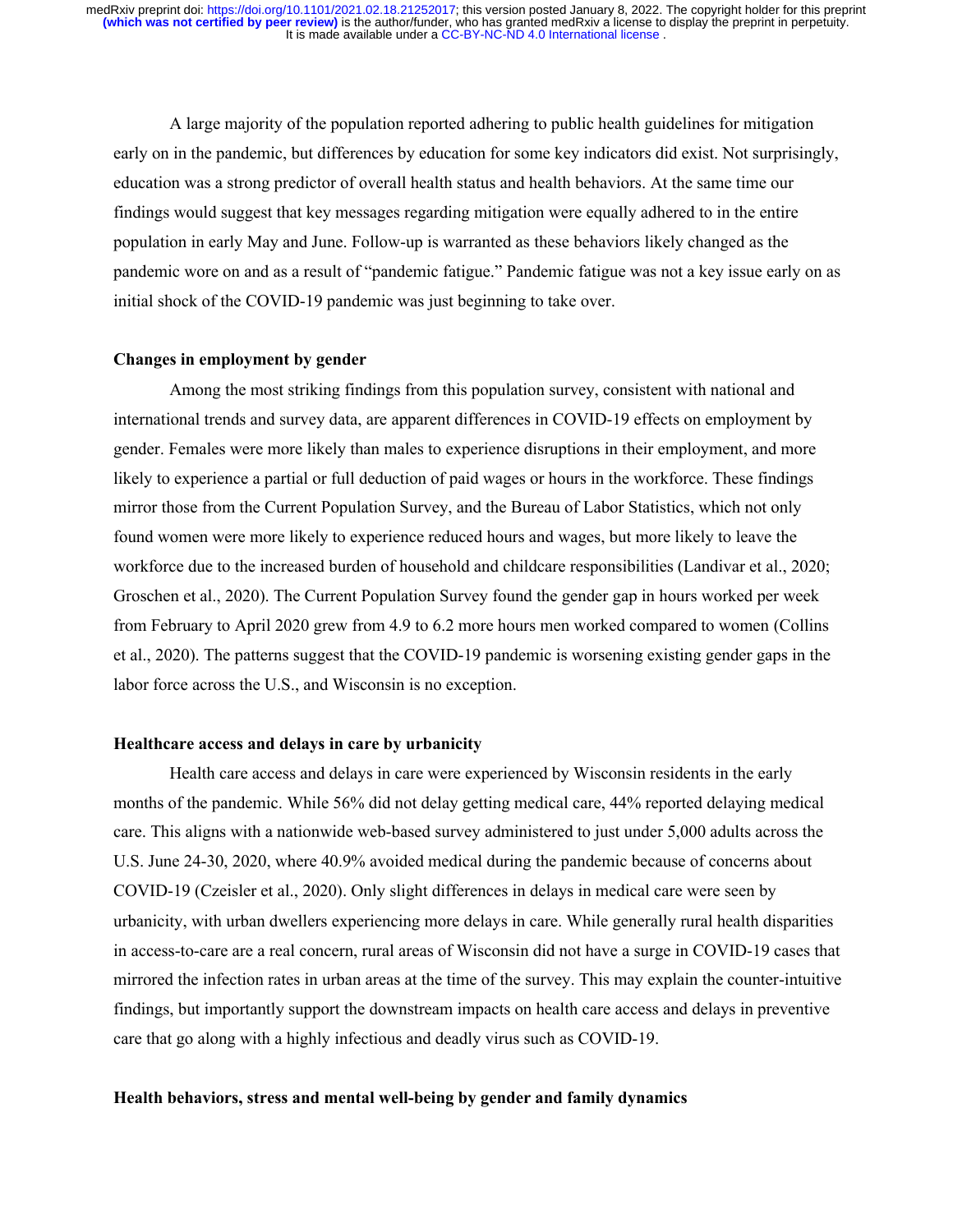A large majority of the population reported adhering to public health guidelines for mitigation early on in the pandemic, but differences by education for some key indicators did exist. Not surprisingly, education was a strong predictor of overall health status and health behaviors. At the same time our findings would suggest that key messages regarding mitigation were equally adhered to in the entire population in early May and June. Follow-up is warranted as these behaviors likely changed as the pandemic wore on and as a result of "pandemic fatigue." Pandemic fatigue was not a key issue early on as initial shock of the COVID-19 pandemic was just beginning to take over.

**Changes in employment by gender**

Among the most striking findings from this population survey, consistent with national and international trends and survey data, are apparent differences in COVID-19 effects on employment by gender. Females were more likely than males to experience disruptions in their employment, and more likely to experience a partial or full deduction of paid wages or hours in the workforce. These findings mirror those from the Current Population Survey, and the Bureau of Labor Statistics, which not only found women were more likely to experience reduced hours and wages, but more likely to leave the workforce due to the increased burden of household and childcare responsibilities (Landivar et al., 2020; Groschen et al., 2020). The Current Population Survey found the gender gap in hours worked per week from February to April 2020 grew from 4.9 to 6.2 more hours men worked compared to women (Collins et al., 2020). The patterns suggest that the COVID-19 pandemic is worsening existing gender gaps in the labor force across the U.S., and Wisconsin is no exception.

**Healthcare access and delays in care by urbanicity**

Health care access and delays in care were experienced by Wisconsin residents in the early months of the pandemic. While 56% did not delay getting medical care, 44% reported delaying medical care. This aligns with a nationwide web-based survey administered to just under 5,000 adults across the U.S. June 24-30, 2020, where 40.9% avoided medical during the pandemic because of concerns about COVID-19 (Czeisler et al., 2020). Only slight differences in delays in medical care were seen by urbanicity, with urban dwellers experiencing more delays in care. While generally rural health disparities in access-to-care are a real concern, rural areas of Wisconsin did not have a surge in COVID-19 cases that mirrored the infection rates in urban areas at the time of the survey. This may explain the counter-intuitive findings, but importantly support the downstream impacts on health care access and delays in preventive care that go along with a highly infectious and deadly virus such as COVID-19.

**Health behaviors, stress and mental well-being by gender and family dynamics**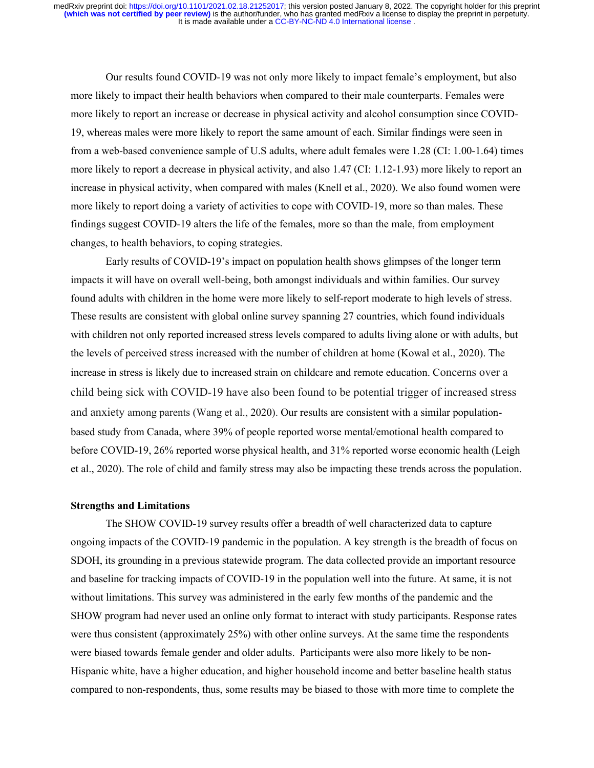Our results found COVID-19 was not only more likely to impact female's employment, but also more likely to impact their health behaviors when compared to their male counterparts. Females were more likely to report an increase or decrease in physical activity and alcohol consumption since COVID-19, whereas males were more likely to report the same amount of each. Similar findings were seen in from a web-based convenience sample of U.S adults, where adult females were 1.28 (CI: 1.00-1.64) times more likely to report a decrease in physical activity, and also 1.47 (CI: 1.12-1.93) more likely to report an increase in physical activity, when compared with males (Knell et al., 2020). We also found women were more likely to report doing a variety of activities to cope with COVID-19, more so than males. These findings suggest COVID-19 alters the life of the females, more so than the male, from employment changes, to health behaviors, to coping strategies.

Early results of COVID-19's impact on population health shows glimpses of the longer term impacts it will have on overall well-being, both amongst individuals and within families. Our survey found adults with children in the home were more likely to self-report moderate to high levels of stress. These results are consistent with global online survey spanning 27 countries, which found individuals with children not only reported increased stress levels compared to adults living alone or with adults, but the levels of perceived stress increased with the number of children at home (Kowal et al., 2020). The increase in stress is likely due to increased strain on childcare and remote education. Concerns over a child being sick with COVID-19 have also been found to be potential trigger of increased stress and anxiety among parents (Wang et al., 2020). Our results are consistent with a similar population-based study from Canada, where 39% of people reported worse mental/emotional health compared to before COVID-19, 26% reported worse physical health, and 31% reported worse economic health (Leigh et al., 2020). The role of child and family stress may also be impacting these trends across the population.

**Strengths and Limitations**

The SHOW COVID-19 survey results offer a breadth of well characterized data to capture ongoing impacts of the COVID-19 pandemic in the population. A key strength is the breadth of focus on SDOH, its grounding in a previous statewide program. The data collected provide an important resource and baseline for tracking impacts of COVID-19 in the population well into the future. At same, it is not without limitations. This survey was administered in the early few months of the pandemic and the SHOW program had never used an online only format to interact with study participants. Response rates were thus consistent (approximately 25%) with other online surveys. At the same time the respondents were biased towards female gender and older adults. Participants were also more likely to be non-Hispanic white, have a higher education, and higher household income and better baseline health status compared to non-respondents, thus, some results may be biased to those with more time to complete the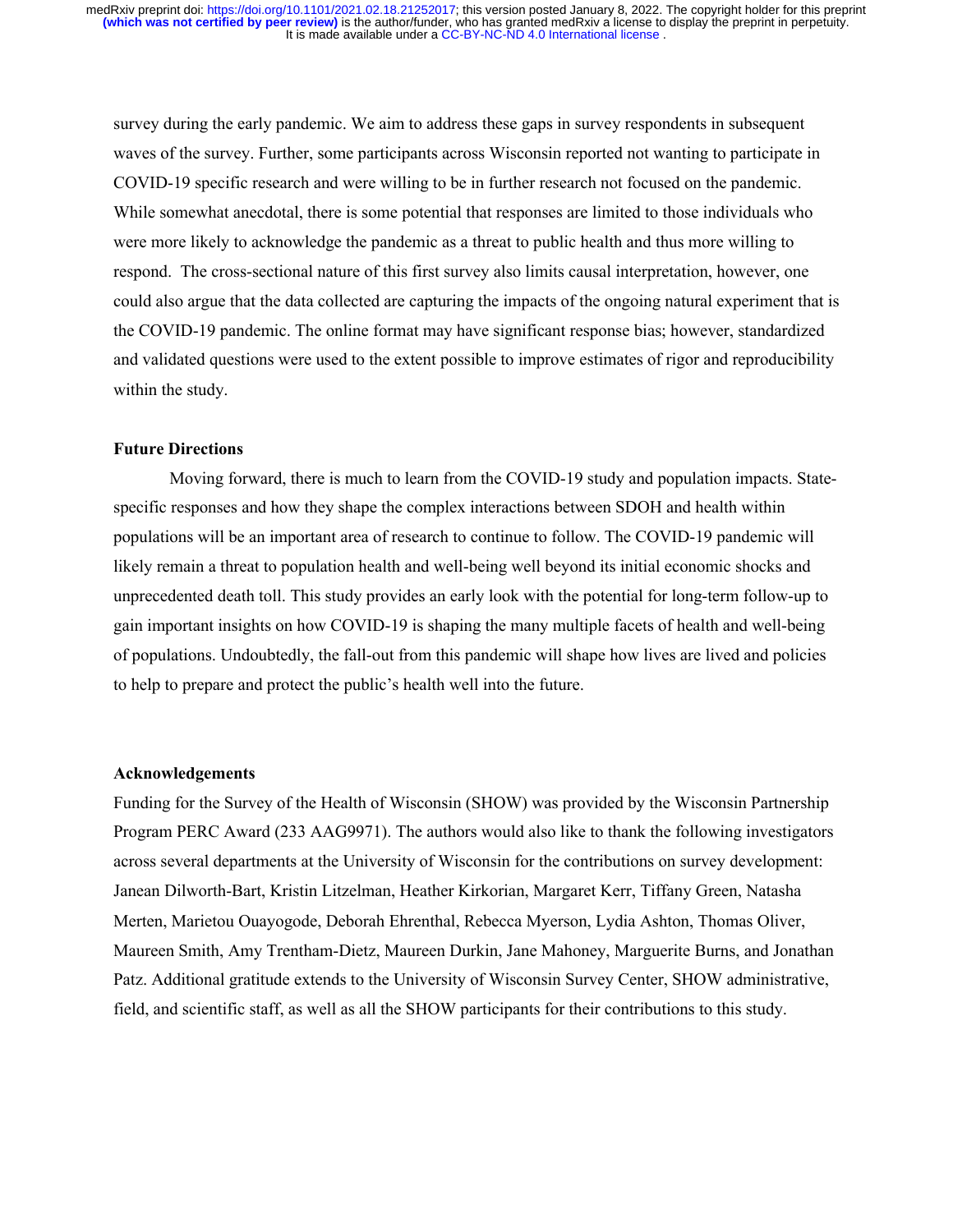survey during the early pandemic. We aim to address these gaps in survey respondents in subsequent waves of the survey. Further, some participants across Wisconsin reported not wanting to participate in COVID-19 specific research and were willing to be in further research not focused on the pandemic. While somewhat anecdotal, there is some potential that responses are limited to those individuals who were more likely to acknowledge the pandemic as a threat to public health and thus more willing to respond. The cross-sectional nature of this first survey also limits causal interpretation, however, one could also argue that the data collected are capturing the impacts of the ongoing natural experiment that is the COVID-19 pandemic. The online format may have significant response bias; however, standardized and validated questions were used to the extent possible to improve estimates of rigor and reproducibility within the study.

## Future Directions

Moving forward, there is much to learn from the COVID-19 study and population impacts. State-specific responses and how they shape the complex interactions between SDOH and health within populations will be an important area of research to continue to follow. The COVID-19 pandemic will likely remain a threat to population health and well-being well beyond its initial economic shocks and unprecedented death toll. This study provides an early look with the potential for long-term follow-up to gain important insights on how COVID-19 is shaping the many multiple facets of health and well-being of populations. Undoubtedly, the fall-out from this pandemic will shape how lives are lived and policies to help to prepare and protect the public's health well into the future.

## Acknowledgements

Funding for the Survey of the Health of Wisconsin (SHOW) was provided by the Wisconsin Partnership Program PERC Award (233 AAG9971). The authors would also like to thank the following investigators across several departments at the University of Wisconsin for the contributions on survey development: Janean Dilworth-Bart, Kristin Litzelman, Heather Kirkorian, Margaret Kerr, Tiffany Green, Natasha Merten, Marietou Ouayogode, Deborah Ehrenthal, Rebecca Myerson, Lydia Ashton, Thomas Oliver, Maureen Smith, Amy Trentham-Dietz, Maureen Durkin, Jane Mahoney, Marguerite Burns, and Jonathan Patz. Additional gratitude extends to the University of Wisconsin Survey Center, SHOW administrative, field, and scientific staff, as well as all the SHOW participants for their contributions to this study.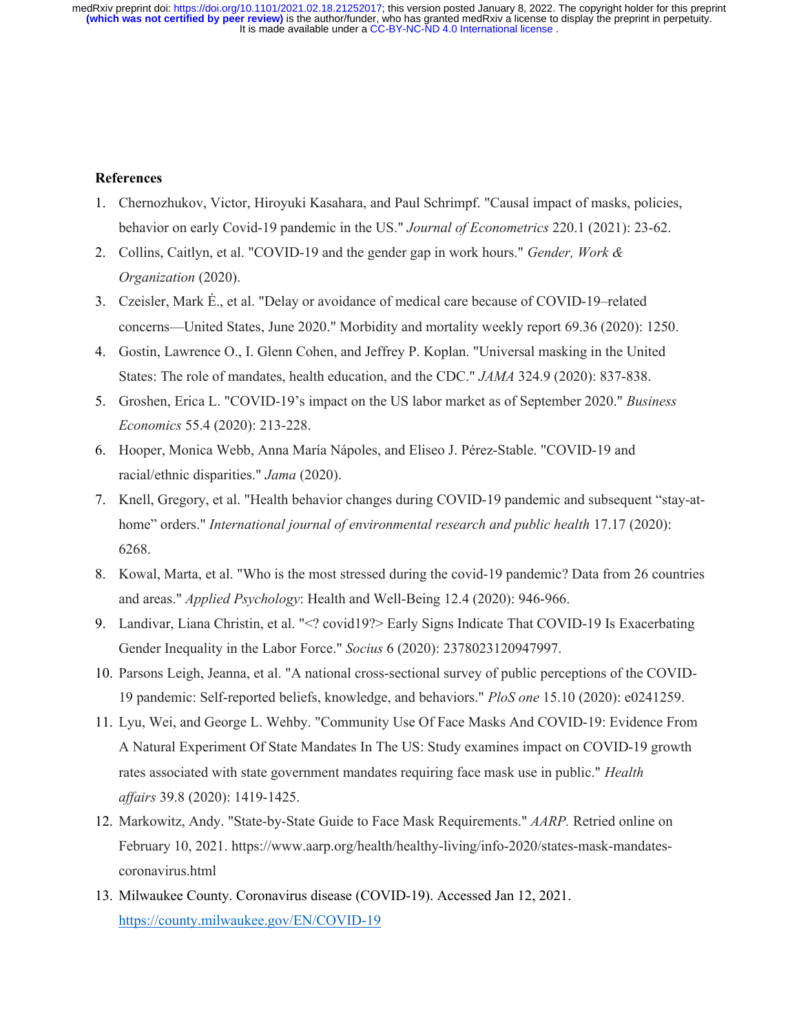**References**

1. Chernozhukov, Victor, Hiroyuki Kasahara, and Paul Schrimpf. "Causal impact of masks, policies, behavior on early Covid-19 pandemic in the US." *Journal of Econometrics* 220.1 (2021): 23-62.
2. Collins, Caitlyn, et al. "COVID‐19 and the gender gap in work hours." *Gender, Work & Organization* (2020).
3. Czeisler, Mark É., et al. "Delay or avoidance of medical care because of COVID-19–related concerns—United States, June 2020." Morbidity and mortality weekly report 69.36 (2020): 1250.
4. Gostin, Lawrence O., I. Glenn Cohen, and Jeffrey P. Koplan. "Universal masking in the United States: The role of mandates, health education, and the CDC." *JAMA* 324.9 (2020): 837-838.
5. Groshen, Erica L. "COVID-19's impact on the US labor market as of September 2020." *Business Economics* 55.4 (2020): 213-228.
6. Hooper, Monica Webb, Anna María Nápoles, and Eliseo J. Pérez-Stable. "COVID-19 and racial/ethnic disparities." *Jama* (2020).
7. Knell, Gregory, et al. "Health behavior changes during COVID-19 pandemic and subsequent "stay-at-home" orders." *International journal of environmental research and public health* 17.17 (2020): 6268.
8. Kowal, Marta, et al. "Who is the most stressed during the covid‐19 pandemic? Data from 26 countries and areas." *Applied Psychology*: Health and Well‐Being 12.4 (2020): 946-966.
9. Landivar, Liana Christin, et al. "<? covid19?> Early Signs Indicate That COVID-19 Is Exacerbating Gender Inequality in the Labor Force." *Socius* 6 (2020): 2378023120947997.
10. Parsons Leigh, Jeanna, et al. "A national cross-sectional survey of public perceptions of the COVID-19 pandemic: Self-reported beliefs, knowledge, and behaviors." *PloS one* 15.10 (2020): e0241259.
11. Lyu, Wei, and George L. Wehby. "Community Use Of Face Masks And COVID-19: Evidence From A Natural Experiment Of State Mandates In The US: Study examines impact on COVID-19 growth rates associated with state government mandates requiring face mask use in public." *Health affairs* 39.8 (2020): 1419-1425.
12. Markowitz, Andy. "State-by-State Guide to Face Mask Requirements." *AARP.* Retried online on February 10, 2021. https://www.aarp.org/health/healthy-living/info-2020/states-mask-mandates-coronavirus.html
13. Milwaukee County. Coronavirus disease (COVID-19). Accessed Jan 12, 2021. https://county.milwaukee.gov/EN/COVID-19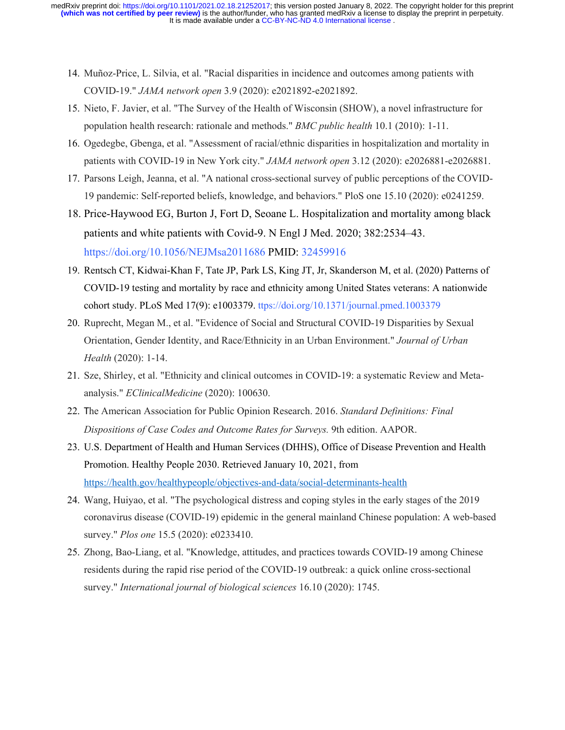14. Muñoz-Price, L. Silvia, et al. "Racial disparities in incidence and outcomes among patients with COVID-19." *JAMA network open* 3.9 (2020): e2021892-e2021892.
15. Nieto, F. Javier, et al. "The Survey of the Health of Wisconsin (SHOW), a novel infrastructure for population health research: rationale and methods." *BMC public health* 10.1 (2010): 1-11.
16. Ogedegbe, Gbenga, et al. "Assessment of racial/ethnic disparities in hospitalization and mortality in patients with COVID-19 in New York city." *JAMA network open* 3.12 (2020): e2026881-e2026881.
17. Parsons Leigh, Jeanna, et al. "A national cross-sectional survey of public perceptions of the COVID-19 pandemic: Self-reported beliefs, knowledge, and behaviors." PloS one 15.10 (2020): e0241259.
18. Price-Haywood EG, Burton J, Fort D, Seoane L. Hospitalization and mortality among black patients and white patients with Covid-9. N Engl J Med. 2020; 382:2534–43. https://doi.org/10.1056/NEJMsa2011686 PMID: 32459916
19. Rentsch CT, Kidwai-Khan F, Tate JP, Park LS, King JT, Jr, Skanderson M, et al. (2020) Patterns of COVID-19 testing and mortality by race and ethnicity among United States veterans: A nationwide cohort study. PLoS Med 17(9): e1003379. ttps://doi.org/10.1371/journal.pmed.1003379
20. Ruprecht, Megan M., et al. "Evidence of Social and Structural COVID-19 Disparities by Sexual Orientation, Gender Identity, and Race/Ethnicity in an Urban Environment." *Journal of Urban Health* (2020): 1-14.
21. Sze, Shirley, et al. "Ethnicity and clinical outcomes in COVID-19: a systematic Review and Meta-analysis." *EClinicalMedicine* (2020): 100630.
22. The American Association for Public Opinion Research. 2016. *Standard Definitions: Final Dispositions of Case Codes and Outcome Rates for Surveys.* 9th edition. AAPOR.
23. U.S. Department of Health and Human Services (DHHS), Office of Disease Prevention and Health Promotion. Healthy People 2030. Retrieved January 10, 2021, from https://health.gov/healthypeople/objectives-and-data/social-determinants-health
24. Wang, Huiyao, et al. "The psychological distress and coping styles in the early stages of the 2019 coronavirus disease (COVID-19) epidemic in the general mainland Chinese population: A web-based survey." *Plos one* 15.5 (2020): e0233410.
25. Zhong, Bao-Liang, et al. "Knowledge, attitudes, and practices towards COVID-19 among Chinese residents during the rapid rise period of the COVID-19 outbreak: a quick online cross-sectional survey." *International journal of biological sciences* 16.10 (2020): 1745.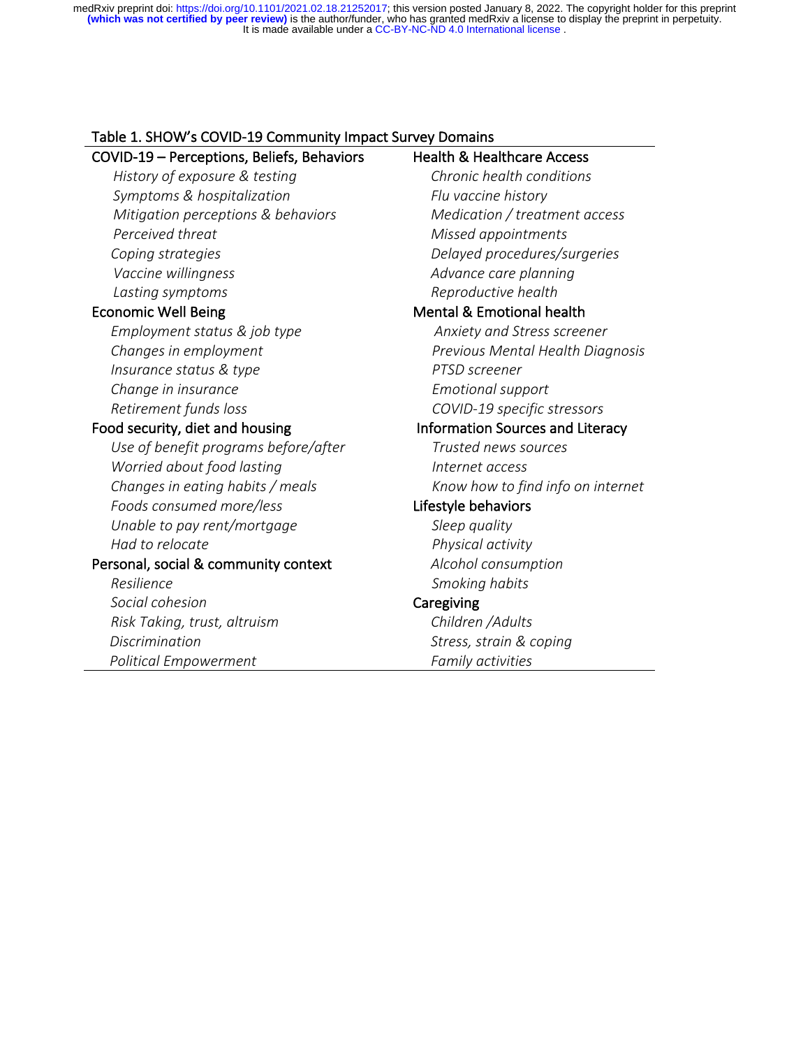Table 1. SHOW's COVID-19 Community Impact Survey Domains

| COVID-19 – Perceptions, Beliefs, Behaviors | Health & Healthcare Access |
|---|---|
| *History of exposure & testing* | *Chronic health conditions* |
| *Symptoms & hospitalization* | *Flu vaccine history* |
| *Mitigation perceptions & behaviors* | *Medication / treatment access* |
| *Perceived threat* | *Missed appointments* |
| *Coping strategies* | *Delayed procedures/surgeries* |
| *Vaccine willingness* | *Advance care planning* |
| *Lasting symptoms* | *Reproductive health* |
| **Economic Well Being** | **Mental & Emotional health** |
| *Employment status & job type* | *Anxiety and Stress screener* |
| *Changes in employment* | *Previous Mental Health Diagnosis* |
| *Insurance status & type* | *PTSD screener* |
| *Change in insurance* | *Emotional support* |
| *Retirement funds loss* | *COVID-19 specific stressors* |
| **Food security, diet and housing** | **Information Sources and Literacy** |
| *Use of benefit programs before/after* | *Trusted news sources* |
| *Worried about food lasting* | *Internet access* |
| *Changes in eating habits / meals* | *Know how to find info on internet* |
| *Foods consumed more/less* | **Lifestyle behaviors** |
| *Unable to pay rent/mortgage* | *Sleep quality* |
| *Had to relocate* | *Physical activity* |
| **Personal, social & community context** | *Alcohol consumption* |
| *Resilience* | *Smoking habits* |
| *Social cohesion* | **Caregiving** |
| *Risk Taking, trust, altruism* | *Children /Adults* |
| *Discrimination* | *Stress, strain & coping* |
| *Political Empowerment* | *Family activities* |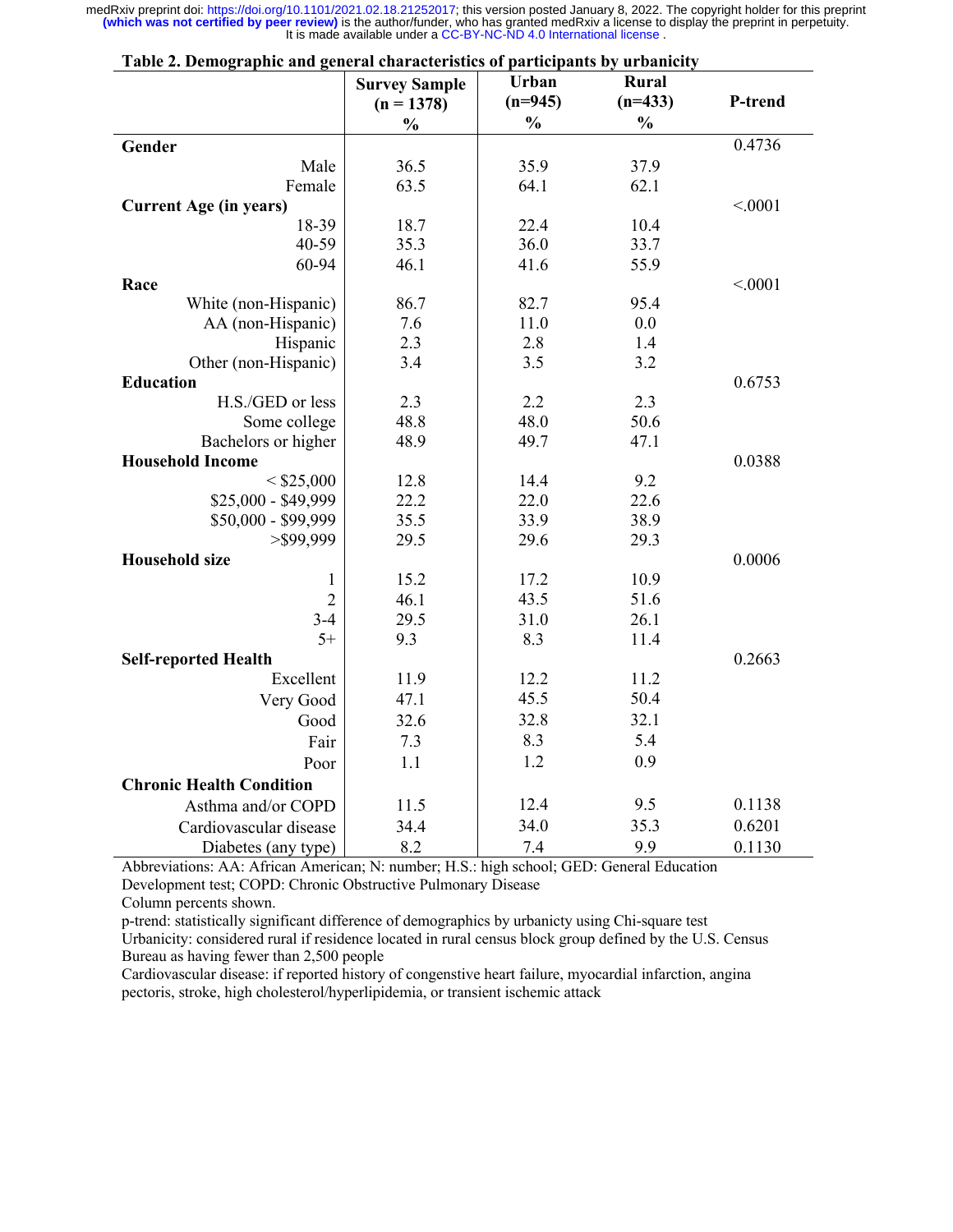**Table 2. Demographic and general characteristics of participants by urbanicity**

| | Survey Sample (n = 1378) % | Urban (n=945) % | Rural (n=433) % | P-trend |
|---|---|---|---|---|
| **Gender** | | | | 0.4736 |
| Male | 36.5 | 35.9 | 37.9 | |
| Female | 63.5 | 64.1 | 62.1 | |
| **Current Age (in years)** | | | | <.0001 |
| 18-39 | 18.7 | 22.4 | 10.4 | |
| 40-59 | 35.3 | 36.0 | 33.7 | |
| 60-94 | 46.1 | 41.6 | 55.9 | |
| **Race** | | | | <.0001 |
| White (non-Hispanic) | 86.7 | 82.7 | 95.4 | |
| AA (non-Hispanic) | 7.6 | 11.0 | 0.0 | |
| Hispanic | 2.3 | 2.8 | 1.4 | |
| Other (non-Hispanic) | 3.4 | 3.5 | 3.2 | |
| **Education** | | | | 0.6753 |
| H.S./GED or less | 2.3 | 2.2 | 2.3 | |
| Some college | 48.8 | 48.0 | 50.6 | |
| Bachelors or higher | 48.9 | 49.7 | 47.1 | |
| **Household Income** | | | | 0.0388 |
| < $25,000 | 12.8 | 14.4 | 9.2 | |
| $25,000 - $49,999 | 22.2 | 22.0 | 22.6 | |
| $50,000 - $99,999 | 35.5 | 33.9 | 38.9 | |
| >$99,999 | 29.5 | 29.6 | 29.3 | |
| **Household size** | | | | 0.0006 |
| 1 | 15.2 | 17.2 | 10.9 | |
| 2 | 46.1 | 43.5 | 51.6 | |
| 3-4 | 29.5 | 31.0 | 26.1 | |
| 5+ | 9.3 | 8.3 | 11.4 | |
| **Self-reported Health** | | | | 0.2663 |
| Excellent | 11.9 | 12.2 | 11.2 | |
| Very Good | 47.1 | 45.5 | 50.4 | |
| Good | 32.6 | 32.8 | 32.1 | |
| Fair | 7.3 | 8.3 | 5.4 | |
| Poor | 1.1 | 1.2 | 0.9 | |
| **Chronic Health Condition** | | | | |
| Asthma and/or COPD | 11.5 | 12.4 | 9.5 | 0.1138 |
| Cardiovascular disease | 34.4 | 34.0 | 35.3 | 0.6201 |
| Diabetes (any type) | 8.2 | 7.4 | 9.9 | 0.1130 |

Abbreviations: AA: African American; N: number; H.S.: high school; GED: General Education Development test; COPD: Chronic Obstructive Pulmonary Disease

Column percents shown.

p-trend: statistically significant difference of demographics by urbanicty using Chi-square test

Urbanicity: considered rural if residence located in rural census block group defined by the U.S. Census Bureau as having fewer than 2,500 people

Cardiovascular disease: if reported history of congenstive heart failure, myocardial infarction, angina pectoris, stroke, high cholesterol/hyperlipidemia, or transient ischemic attack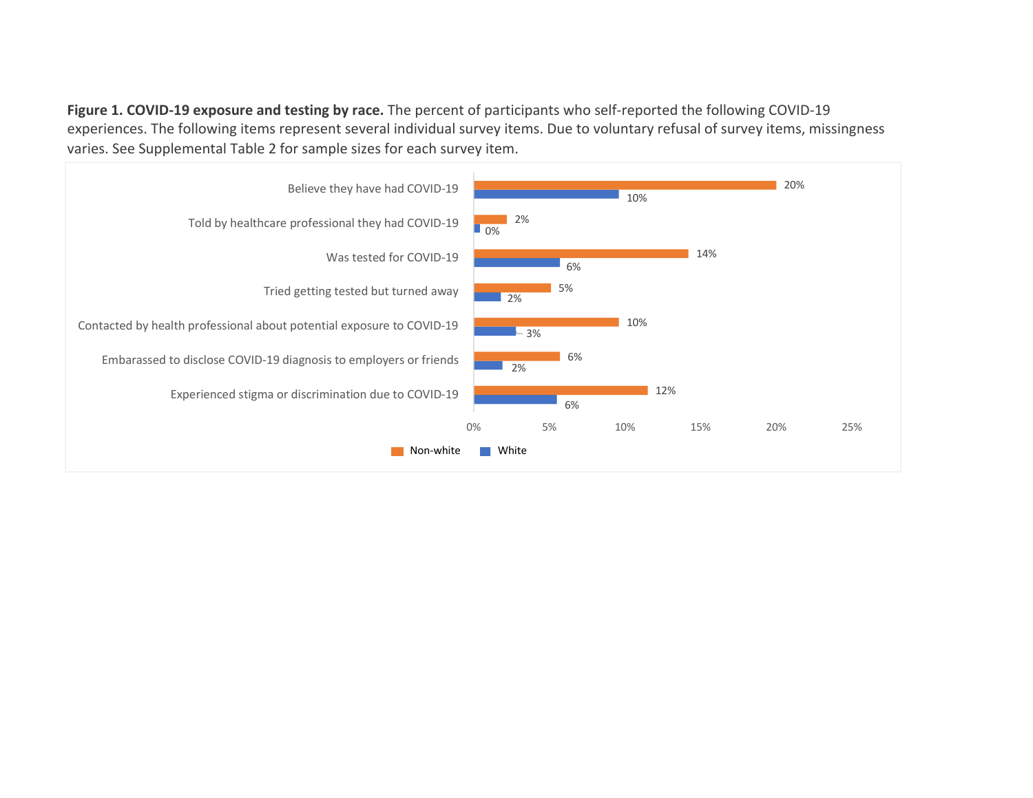**Figure 1. COVID-19 exposure and testing by race.** The percent of participants who self-reported the following COVID-19 experiences. The following items represent several individual survey items. Due to voluntary refusal of survey items, missingness varies. See Supplemental Table 2 for sample sizes for each survey item.

| | Non-white | White |
|---|---|---|
| Believe they have had COVID-19 | 20% | 10% |
| Told by healthcare professional they had COVID-19 | 2% | 0% |
| Was tested for COVID-19 | 14% | 6% |
| Tried getting tested but turned away | 5% | 2% |
| Contacted by health professional about potential exposure to COVID-19 | 10% | 3% |
| Embarassed to disclose COVID-19 diagnosis to employers or friends | 6% | 2% |
| Experienced stigma or discrimination due to COVID-19 | 12% | 6% |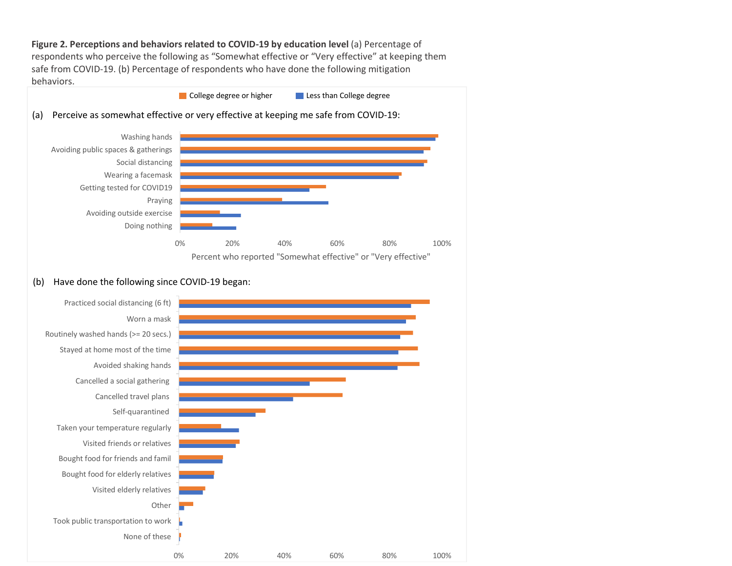**Figure 2. Perceptions and behaviors related to COVID-19 by education level** (a) Percentage of respondents who perceive the following as "Somewhat effective or "Very effective" at keeping them safe from COVID-19. (b) Percentage of respondents who have done the following mitigation behaviors.

College degree or higher    Less than College degree

(a) Perceive as somewhat effective or very effective at keeping me safe from COVID-19:

Washing hands
Avoiding public spaces & gatherings
Social distancing
Wearing a facemask
Getting tested for COVID19
Praying
Avoiding outside exercise
Doing nothing

0% 20% 40% 60% 80% 100%

Percent who reported "Somewhat effective" or "Very effective"

(b) Have done the following since COVID-19 began:

Practiced social distancing (6 ft)
Worn a mask
Routinely washed hands (>= 20 secs.)
Stayed at home most of the time
Avoided shaking hands
Cancelled a social gathering
Cancelled travel plans
Self-quarantined
Taken your temperature regularly
Visited friends or relatives
Bought food for friends and famil
Bought food for elderly relatives
Visited elderly relatives
Other
Took public transportation to work
None of these

0% 20% 40% 60% 80% 100%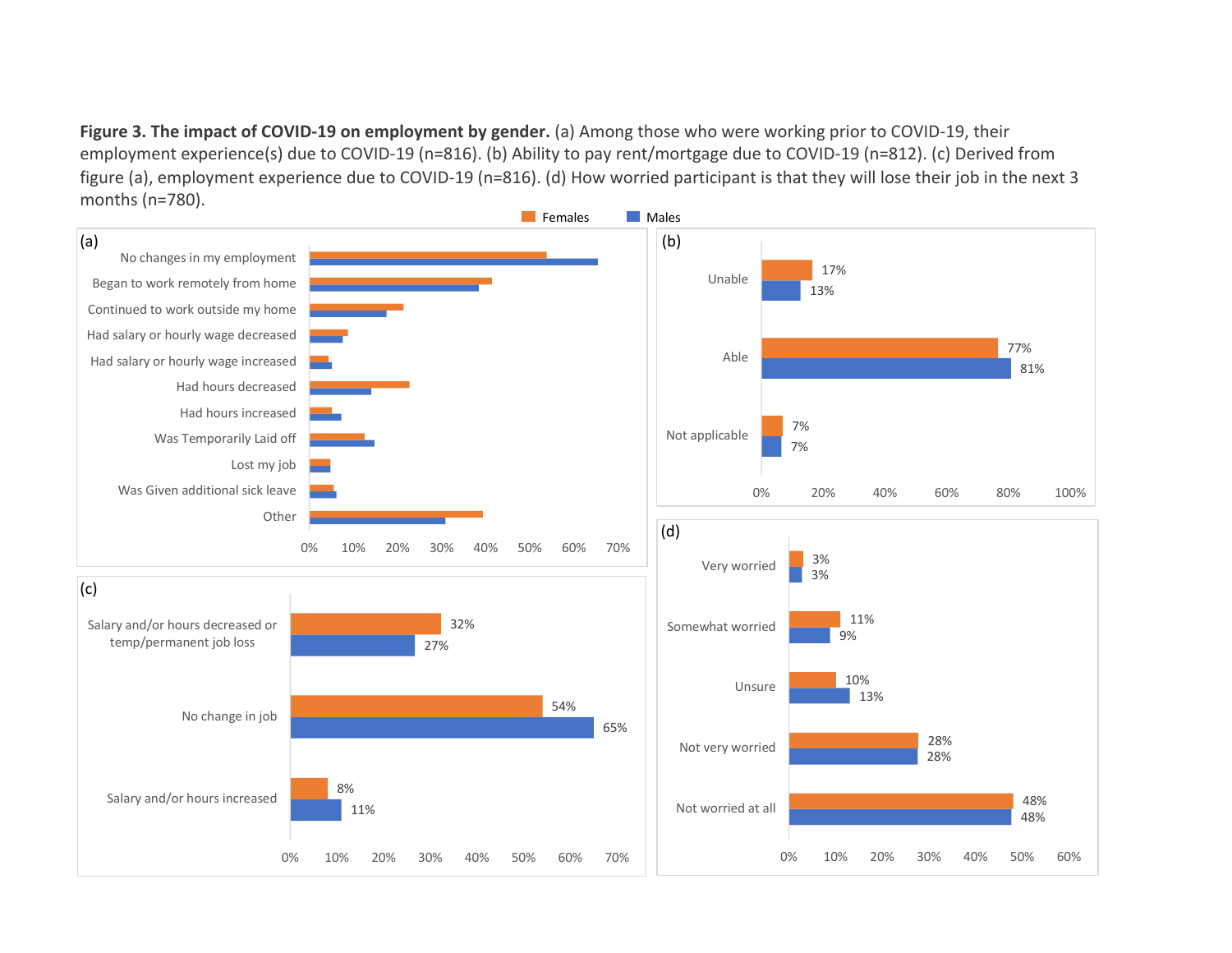**Figure 3. The impact of COVID-19 on employment by gender.** (a) Among those who were working prior to COVID-19, their employment experience(s) due to COVID-19 (n=816). (b) Ability to pay rent/mortgage due to COVID-19 (n=812). (c) Derived from figure (a), employment experience due to COVID-19 (n=816). (d) How worried participant is that they will lose their job in the next 3 months (n=780).

Females | Males

(a)

No changes in my employment
Began to work remotely from home
Continued to work outside my home
Had salary or hourly wage decreased
Had salary or hourly wage increased
Had hours decreased
Had hours increased
Was Temporarily Laid off
Lost my job
Was Given additional sick leave
Other

0% 10% 20% 30% 40% 50% 60% 70%

(b)

| | Females | Males |
|---|---|---|
| Unable | 17% | 13% |
| Able | 77% | 81% |
| Not applicable | 7% | 7% |

(c)

| | Females | Males |
|---|---|---|
| Salary and/or hours decreased or temp/permanent job loss | 32% | 27% |
| No change in job | 54% | 65% |
| Salary and/or hours increased | 8% | 11% |

(d)

| | Females | Males |
|---|---|---|
| Very worried | 3% | 3% |
| Somewhat worried | 11% | 9% |
| Unsure | 10% | 13% |
| Not very worried | 28% | 28% |
| Not worried at all | 48% | 48% |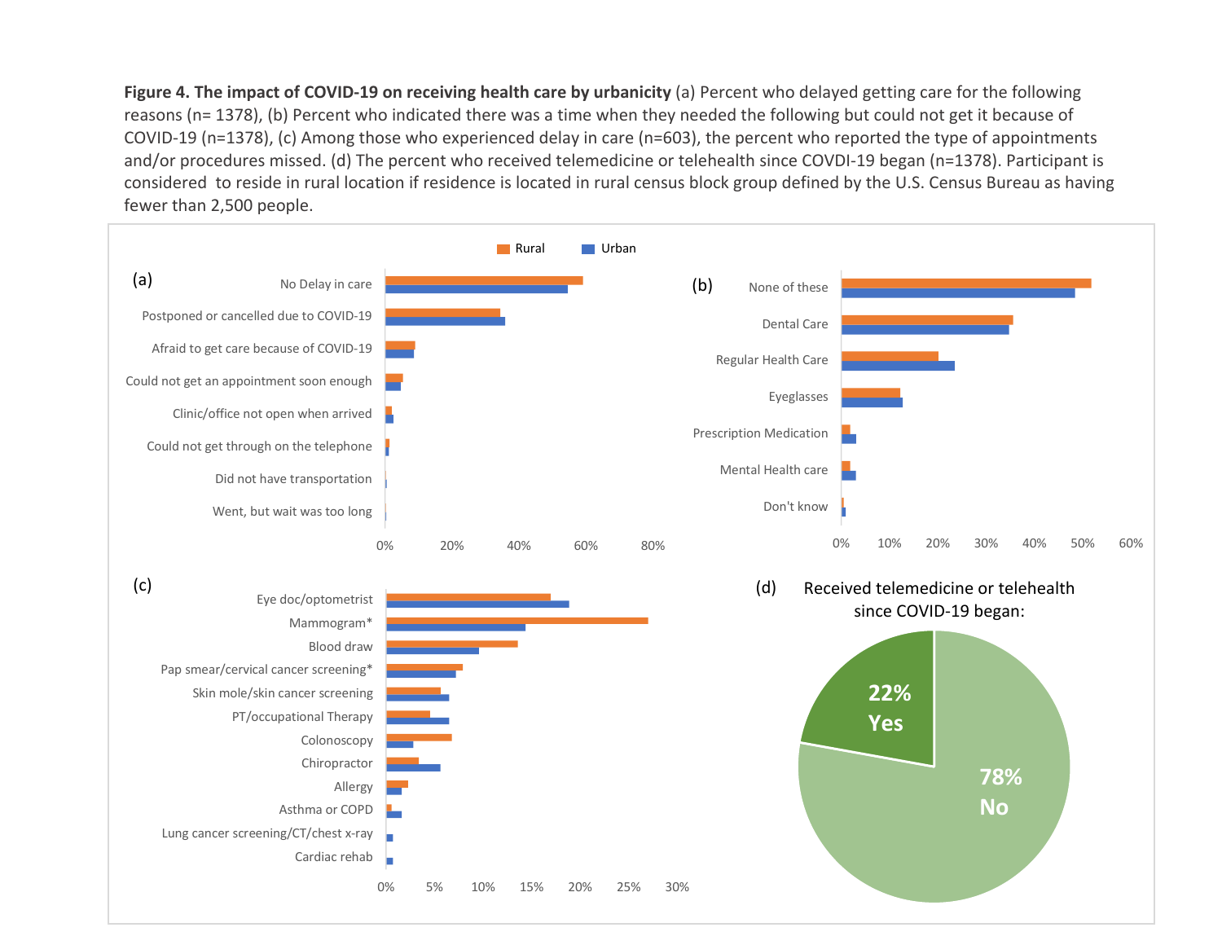**Figure 4. The impact of COVID-19 on receiving health care by urbanicity** (a) Percent who delayed getting care for the following reasons (n= 1378), (b) Percent who indicated there was a time when they needed the following but could not get it because of COVID-19 (n=1378), (c) Among those who experienced delay in care (n=603), the percent who reported the type of appointments and/or procedures missed. (d) The percent who received telemedicine or telehealth since COVDI-19 began (n=1378). Participant is considered to reside in rural location if residence is located in rural census block group defined by the U.S. Census Bureau as having fewer than 2,500 people.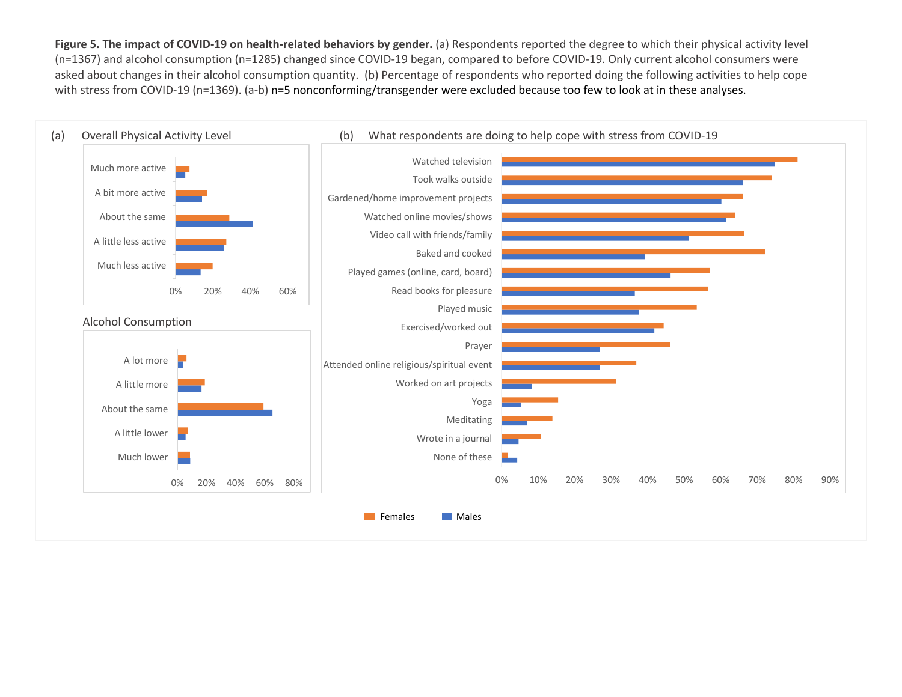**Figure 5. The impact of COVID-19 on health-related behaviors by gender.** (a) Respondents reported the degree to which their physical activity level (n=1367) and alcohol consumption (n=1285) changed since COVID-19 began, compared to before COVID-19. Only current alcohol consumers were asked about changes in their alcohol consumption quantity. (b) Percentage of respondents who reported doing the following activities to help cope with stress from COVID-19 (n=1369). (a-b) n=5 nonconforming/transgender were excluded because too few to look at in these analyses.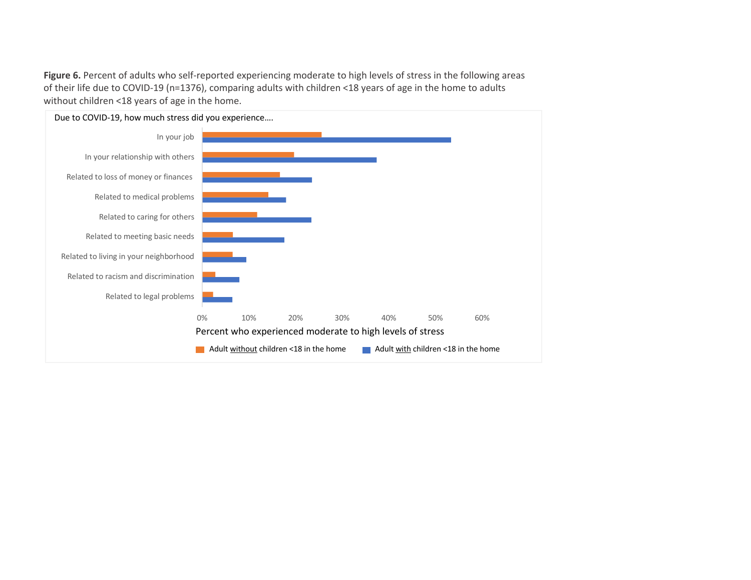**Figure 6.** Percent of adults who self-reported experiencing moderate to high levels of stress in the following areas of their life due to COVID-19 (n=1376), comparing adults with children <18 years of age in the home to adults without children <18 years of age in the home.

Due to COVID-19, how much stress did you experience....

In your job

In your relationship with others

Related to loss of money or finances

Related to medical problems

Related to caring for others

Related to meeting basic needs

Related to living in your neighborhood

Related to racism and discrimination

Related to legal problems

0% 10% 20% 30% 40% 50% 60%

Percent who experienced moderate to high levels of stress

Adult without children <18 in the home

Adult with children <18 in the home